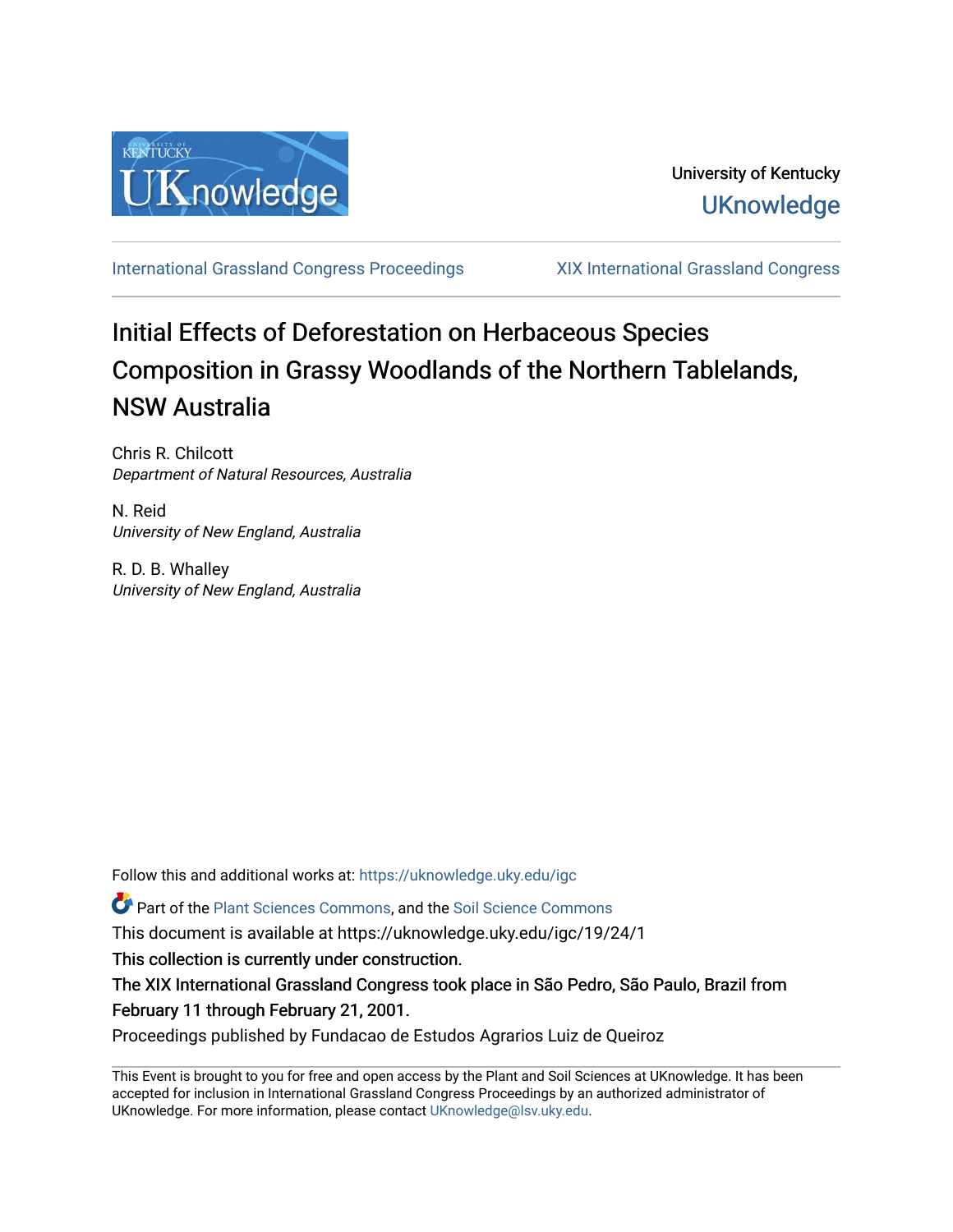University of Kentucky

UKnowledge

International Grassland Congress Proceedings | XIX International Grassland Congress

# Initial Effects of Deforestation on Herbaceous Species Composition in Grassy Woodlands of the Northern Tablelands, NSW Australia

Chris R. Chilcott
*Department of Natural Resources, Australia*

N. Reid
*University of New England, Australia*

R. D. B. Whalley
*University of New England, Australia*

Follow this and additional works at: https://uknowledge.uky.edu/igc

Part of the Plant Sciences Commons, and the Soil Science Commons

This document is available at https://uknowledge.uky.edu/igc/19/24/1

This collection is currently under construction.

The XIX International Grassland Congress took place in São Pedro, São Paulo, Brazil from February 11 through February 21, 2001.

Proceedings published by Fundacao de Estudos Agrarios Luiz de Queiroz

This Event is brought to you for free and open access by the Plant and Soil Sciences at UKnowledge. It has been accepted for inclusion in International Grassland Congress Proceedings by an authorized administrator of UKnowledge. For more information, please contact UKnowledge@lsv.uky.edu.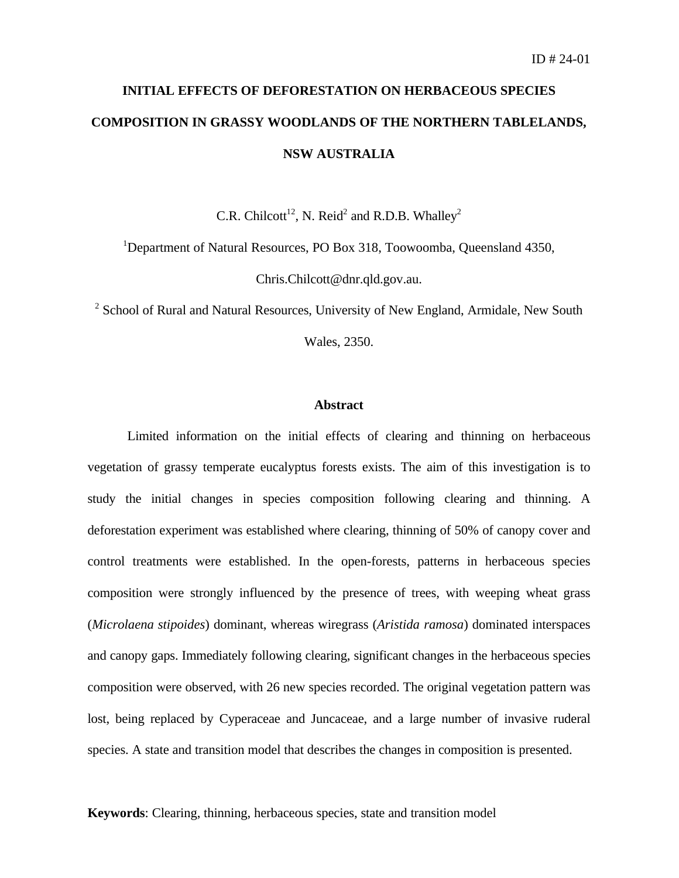ID # 24-01

# INITIAL EFFECTS OF DEFORESTATION ON HERBACEOUS SPECIES COMPOSITION IN GRASSY WOODLANDS OF THE NORTHERN TABLELANDS, NSW AUSTRALIA

C.R. Chilcott[12], N. Reid[2] and R.D.B. Whalley[2]

[1]Department of Natural Resources, PO Box 318, Toowoomba, Queensland 4350, Chris.Chilcott@dnr.qld.gov.au.

[2] School of Rural and Natural Resources, University of New England, Armidale, New South Wales, 2350.

## Abstract

Limited information on the initial effects of clearing and thinning on herbaceous vegetation of grassy temperate eucalyptus forests exists. The aim of this investigation is to study the initial changes in species composition following clearing and thinning. A deforestation experiment was established where clearing, thinning of 50% of canopy cover and control treatments were established. In the open-forests, patterns in herbaceous species composition were strongly influenced by the presence of trees, with weeping wheat grass (*Microlaena stipoides*) dominant, whereas wiregrass (*Aristida ramosa*) dominated interspaces and canopy gaps. Immediately following clearing, significant changes in the herbaceous species composition were observed, with 26 new species recorded. The original vegetation pattern was lost, being replaced by Cyperaceae and Juncaceae, and a large number of invasive ruderal species. A state and transition model that describes the changes in composition is presented.

**Keywords**: Clearing, thinning, herbaceous species, state and transition model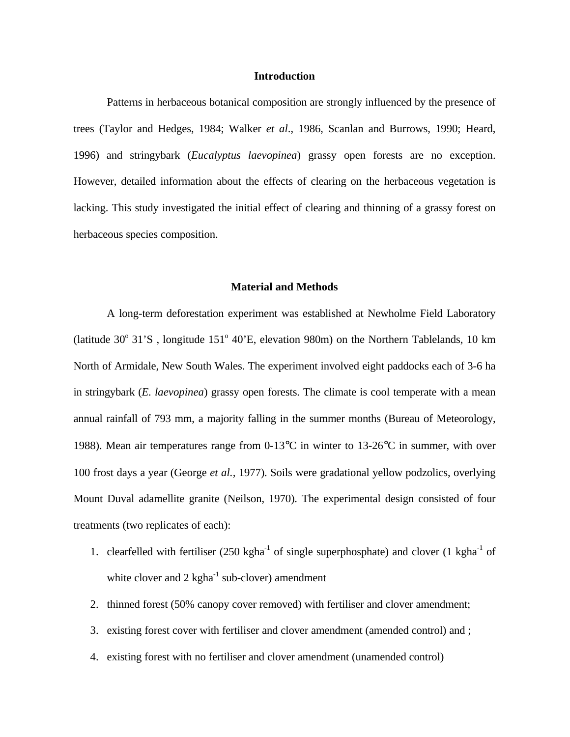## Introduction

Patterns in herbaceous botanical composition are strongly influenced by the presence of trees (Taylor and Hedges, 1984; Walker *et al*., 1986, Scanlan and Burrows, 1990; Heard, 1996) and stringybark (*Eucalyptus laevopinea*) grassy open forests are no exception. However, detailed information about the effects of clearing on the herbaceous vegetation is lacking. This study investigated the initial effect of clearing and thinning of a grassy forest on herbaceous species composition.

## Material and Methods

A long-term deforestation experiment was established at Newholme Field Laboratory (latitude 30$^o$ 31'S , longitude 151$^o$ 40'E, elevation 980m) on the Northern Tablelands, 10 km North of Armidale, New South Wales. The experiment involved eight paddocks each of 3-6 ha in stringybark (*E. laevopinea*) grassy open forests. The climate is cool temperate with a mean annual rainfall of 793 mm, a majority falling in the summer months (Bureau of Meteorology, 1988). Mean air temperatures range from 0-13°C in winter to 13-26°C in summer, with over 100 frost days a year (George *et al.,* 1977). Soils were gradational yellow podzolics, overlying Mount Duval adamellite granite (Neilson, 1970). The experimental design consisted of four treatments (two replicates of each):

1. clearfelled with fertiliser (250 kgha$^{-1}$ of single superphosphate) and clover (1 kgha$^{-1}$ of white clover and 2 kgha$^{-1}$ sub-clover) amendment
2. thinned forest (50% canopy cover removed) with fertiliser and clover amendment;
3. existing forest cover with fertiliser and clover amendment (amended control) and ;
4. existing forest with no fertiliser and clover amendment (unamended control)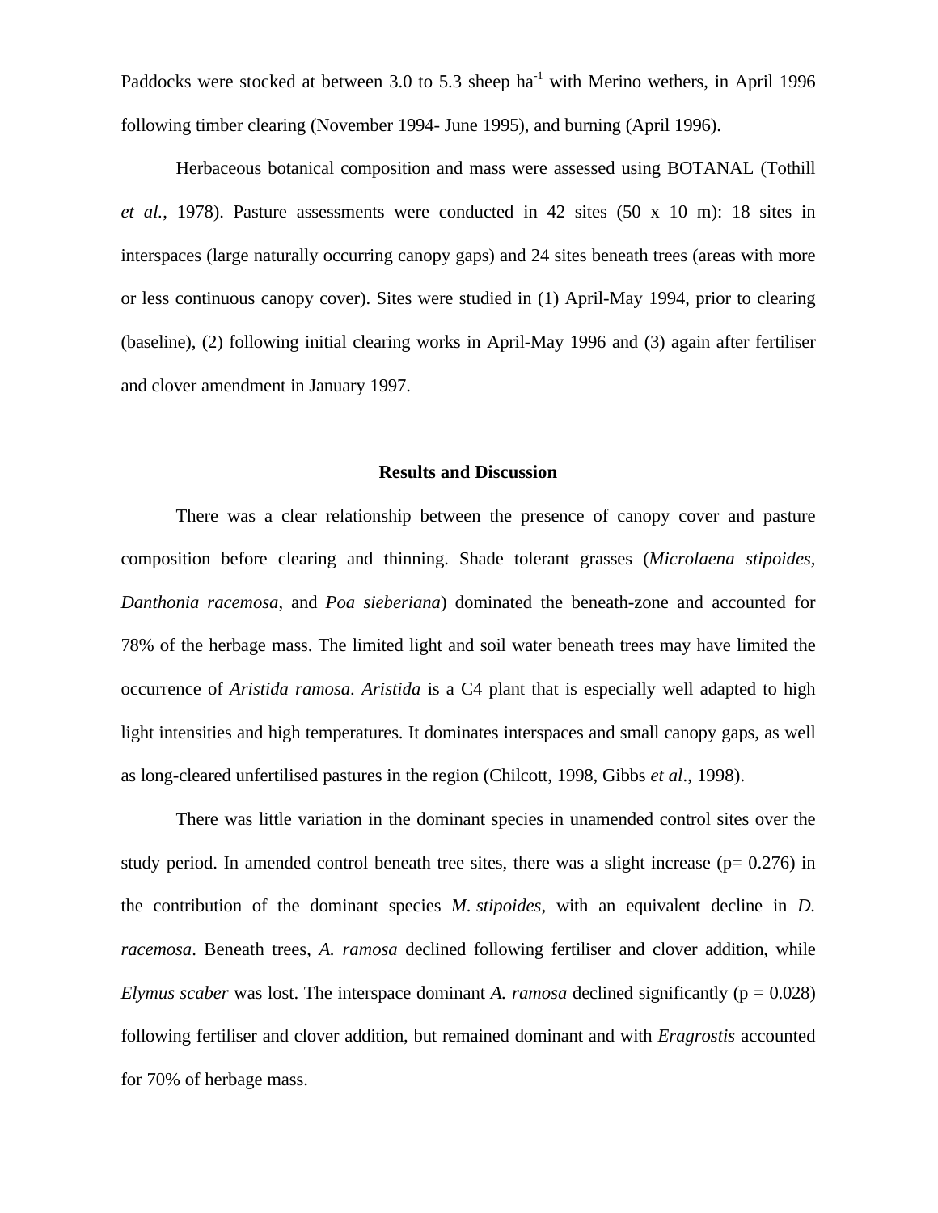Paddocks were stocked at between 3.0 to 5.3 sheep $ha^{-1}$ with Merino wethers, in April 1996 following timber clearing (November 1994- June 1995), and burning (April 1996).

Herbaceous botanical composition and mass were assessed using BOTANAL (Tothill *et al.*, 1978). Pasture assessments were conducted in 42 sites (50 x 10 m): 18 sites in interspaces (large naturally occurring canopy gaps) and 24 sites beneath trees (areas with more or less continuous canopy cover). Sites were studied in (1) April-May 1994, prior to clearing (baseline), (2) following initial clearing works in April-May 1996 and (3) again after fertiliser and clover amendment in January 1997.

## Results and Discussion

There was a clear relationship between the presence of canopy cover and pasture composition before clearing and thinning. Shade tolerant grasses (*Microlaena stipoides, Danthonia racemosa*, and *Poa sieberiana*) dominated the beneath-zone and accounted for 78% of the herbage mass. The limited light and soil water beneath trees may have limited the occurrence of *Aristida ramosa*. *Aristida* is a C4 plant that is especially well adapted to high light intensities and high temperatures. It dominates interspaces and small canopy gaps, as well as long-cleared unfertilised pastures in the region (Chilcott, 1998, Gibbs *et al*., 1998).

There was little variation in the dominant species in unamended control sites over the study period. In amended control beneath tree sites, there was a slight increase ($p= 0.276$) in the contribution of the dominant species *M. stipoides*, with an equivalent decline in *D. racemosa*. Beneath trees, *A. ramosa* declined following fertiliser and clover addition, while *Elymus scaber* was lost. The interspace dominant *A. ramosa* declined significantly ($p = 0.028$) following fertiliser and clover addition, but remained dominant and with *Eragrostis* accounted for 70% of herbage mass.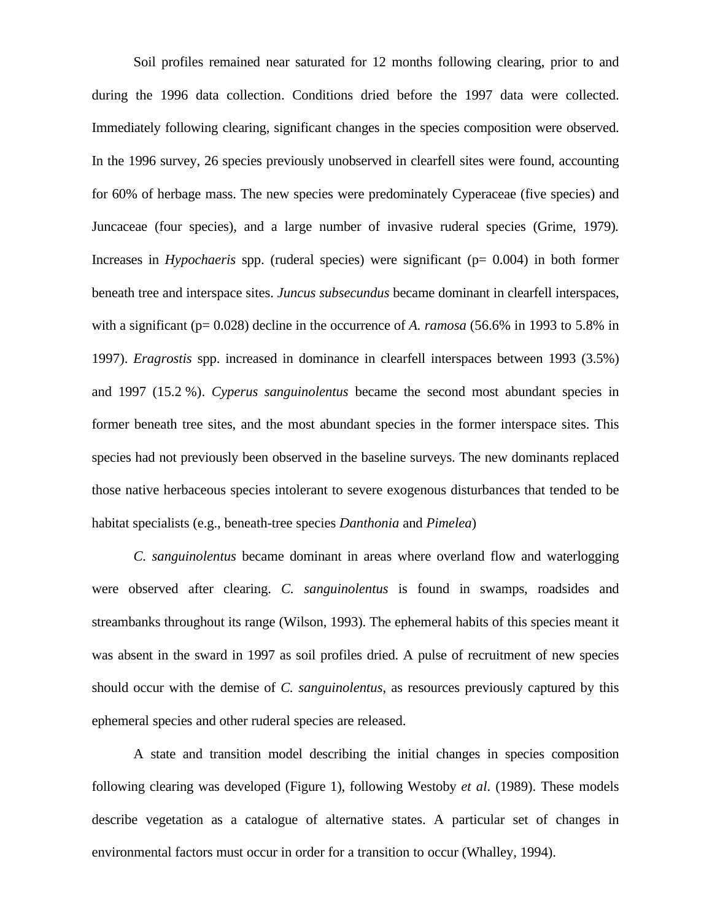Soil profiles remained near saturated for 12 months following clearing, prior to and during the 1996 data collection. Conditions dried before the 1997 data were collected. Immediately following clearing, significant changes in the species composition were observed. In the 1996 survey, 26 species previously unobserved in clearfell sites were found, accounting for 60% of herbage mass. The new species were predominately Cyperaceae (five species) and Juncaceae (four species), and a large number of invasive ruderal species (Grime, 1979). Increases in *Hypochaeris* spp. (ruderal species) were significant ($p = 0.004$) in both former beneath tree and interspace sites. *Juncus subsecundus* became dominant in clearfell interspaces, with a significant ($p = 0.028$) decline in the occurrence of *A. ramosa* (56.6% in 1993 to 5.8% in 1997). *Eragrostis* spp. increased in dominance in clearfell interspaces between 1993 (3.5%) and 1997 (15.2 %). *Cyperus sanguinolentus* became the second most abundant species in former beneath tree sites, and the most abundant species in the former interspace sites. This species had not previously been observed in the baseline surveys. The new dominants replaced those native herbaceous species intolerant to severe exogenous disturbances that tended to be habitat specialists (e.g., beneath-tree species *Danthonia* and *Pimelea*)

*C. sanguinolentus* became dominant in areas where overland flow and waterlogging were observed after clearing. *C. sanguinolentus* is found in swamps, roadsides and streambanks throughout its range (Wilson, 1993). The ephemeral habits of this species meant it was absent in the sward in 1997 as soil profiles dried. A pulse of recruitment of new species should occur with the demise of *C. sanguinolentus*, as resources previously captured by this ephemeral species and other ruderal species are released.

A state and transition model describing the initial changes in species composition following clearing was developed (Figure 1), following Westoby *et al*. (1989). These models describe vegetation as a catalogue of alternative states. A particular set of changes in environmental factors must occur in order for a transition to occur (Whalley, 1994).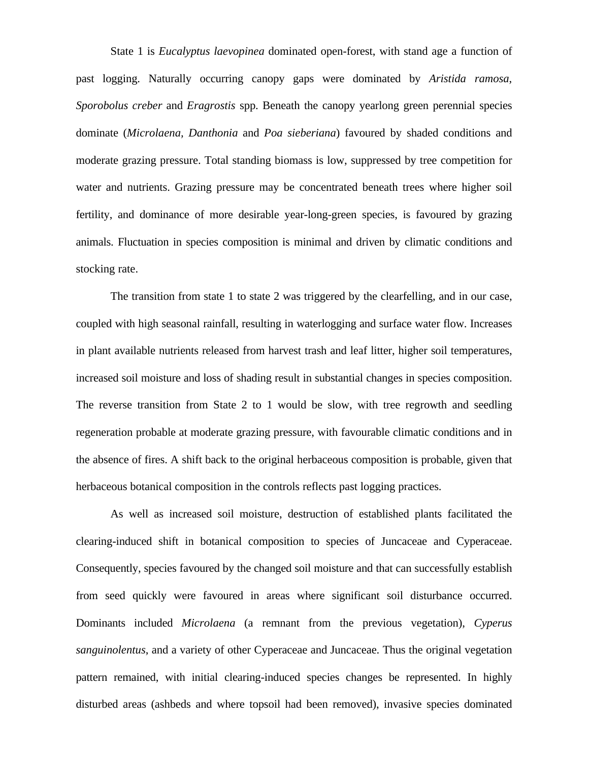State 1 is *Eucalyptus laevopinea* dominated open-forest, with stand age a function of past logging. Naturally occurring canopy gaps were dominated by *Aristida ramosa*, *Sporobolus creber* and *Eragrostis* spp. Beneath the canopy yearlong green perennial species dominate (*Microlaena*, *Danthonia* and *Poa sieberiana*) favoured by shaded conditions and moderate grazing pressure. Total standing biomass is low, suppressed by tree competition for water and nutrients. Grazing pressure may be concentrated beneath trees where higher soil fertility, and dominance of more desirable year-long-green species, is favoured by grazing animals. Fluctuation in species composition is minimal and driven by climatic conditions and stocking rate.

The transition from state 1 to state 2 was triggered by the clearfelling, and in our case, coupled with high seasonal rainfall, resulting in waterlogging and surface water flow. Increases in plant available nutrients released from harvest trash and leaf litter, higher soil temperatures, increased soil moisture and loss of shading result in substantial changes in species composition. The reverse transition from State 2 to 1 would be slow, with tree regrowth and seedling regeneration probable at moderate grazing pressure, with favourable climatic conditions and in the absence of fires. A shift back to the original herbaceous composition is probable, given that herbaceous botanical composition in the controls reflects past logging practices.

As well as increased soil moisture, destruction of established plants facilitated the clearing-induced shift in botanical composition to species of Juncaceae and Cyperaceae. Consequently, species favoured by the changed soil moisture and that can successfully establish from seed quickly were favoured in areas where significant soil disturbance occurred. Dominants included *Microlaena* (a remnant from the previous vegetation), *Cyperus sanguinolentus*, and a variety of other Cyperaceae and Juncaceae. Thus the original vegetation pattern remained, with initial clearing-induced species changes be represented. In highly disturbed areas (ashbeds and where topsoil had been removed), invasive species dominated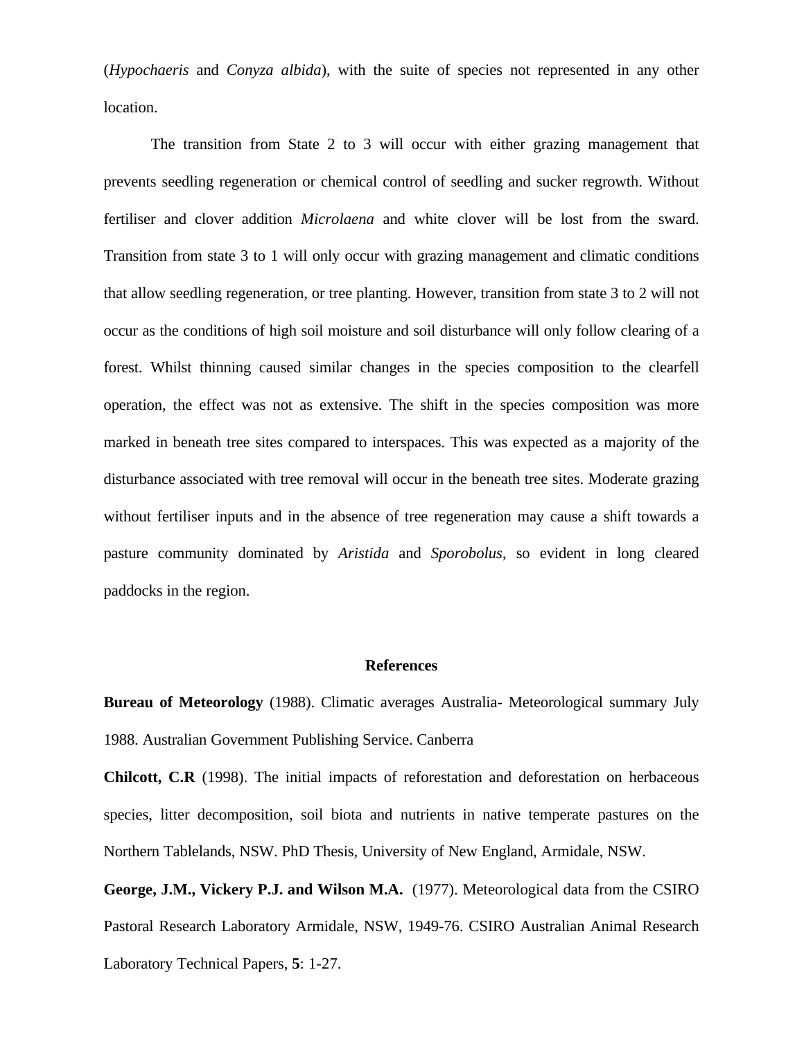(*Hypochaeris* and *Conyza albida*), with the suite of species not represented in any other location.

The transition from State 2 to 3 will occur with either grazing management that prevents seedling regeneration or chemical control of seedling and sucker regrowth. Without fertiliser and clover addition *Microlaena* and white clover will be lost from the sward. Transition from state 3 to 1 will only occur with grazing management and climatic conditions that allow seedling regeneration, or tree planting. However, transition from state 3 to 2 will not occur as the conditions of high soil moisture and soil disturbance will only follow clearing of a forest. Whilst thinning caused similar changes in the species composition to the clearfell operation, the effect was not as extensive. The shift in the species composition was more marked in beneath tree sites compared to interspaces. This was expected as a majority of the disturbance associated with tree removal will occur in the beneath tree sites. Moderate grazing without fertiliser inputs and in the absence of tree regeneration may cause a shift towards a pasture community dominated by *Aristida* and *Sporobolus*, so evident in long cleared paddocks in the region.

## References

**Bureau of Meteorology** (1988). Climatic averages Australia- Meteorological summary July 1988. Australian Government Publishing Service. Canberra

**Chilcott, C.R** (1998). The initial impacts of reforestation and deforestation on herbaceous species, litter decomposition, soil biota and nutrients in native temperate pastures on the Northern Tablelands, NSW. PhD Thesis, University of New England, Armidale, NSW.

**George, J.M., Vickery P.J. and Wilson M.A.** (1977). Meteorological data from the CSIRO Pastoral Research Laboratory Armidale, NSW, 1949-76. CSIRO Australian Animal Research Laboratory Technical Papers, **5**: 1-27.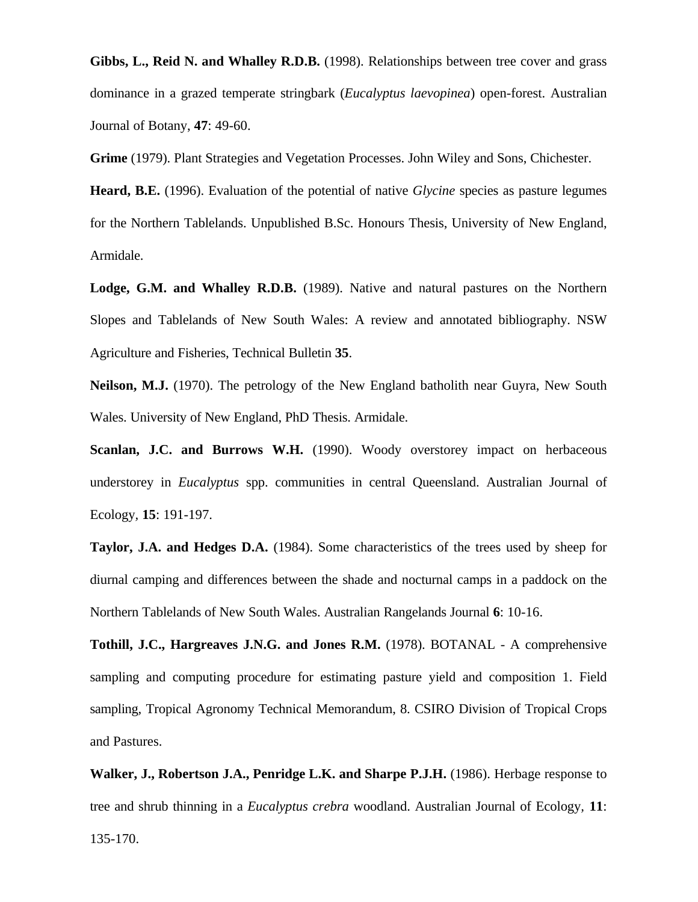**Gibbs, L., Reid N. and Whalley R.D.B.** (1998). Relationships between tree cover and grass dominance in a grazed temperate stringbark (*Eucalyptus laevopinea*) open-forest. Australian Journal of Botany, **47**: 49-60.

**Grime** (1979). Plant Strategies and Vegetation Processes. John Wiley and Sons, Chichester.

**Heard, B.E.** (1996). Evaluation of the potential of native *Glycine* species as pasture legumes for the Northern Tablelands. Unpublished B.Sc. Honours Thesis, University of New England, Armidale.

**Lodge, G.M. and Whalley R.D.B.** (1989). Native and natural pastures on the Northern Slopes and Tablelands of New South Wales: A review and annotated bibliography. NSW Agriculture and Fisheries, Technical Bulletin **35**.

**Neilson, M.J.** (1970). The petrology of the New England batholith near Guyra, New South Wales. University of New England, PhD Thesis. Armidale.

**Scanlan, J.C. and Burrows W.H.** (1990). Woody overstorey impact on herbaceous understorey in *Eucalyptus* spp. communities in central Queensland. Australian Journal of Ecology, **15**: 191-197.

**Taylor, J.A. and Hedges D.A.** (1984). Some characteristics of the trees used by sheep for diurnal camping and differences between the shade and nocturnal camps in a paddock on the Northern Tablelands of New South Wales. Australian Rangelands Journal **6**: 10-16.

**Tothill, J.C., Hargreaves J.N.G. and Jones R.M.** (1978). BOTANAL - A comprehensive sampling and computing procedure for estimating pasture yield and composition 1. Field sampling, Tropical Agronomy Technical Memorandum, 8. CSIRO Division of Tropical Crops and Pastures.

**Walker, J., Robertson J.A., Penridge L.K. and Sharpe P.J.H.** (1986). Herbage response to tree and shrub thinning in a *Eucalyptus crebra* woodland. Australian Journal of Ecology, **11**: 135-170.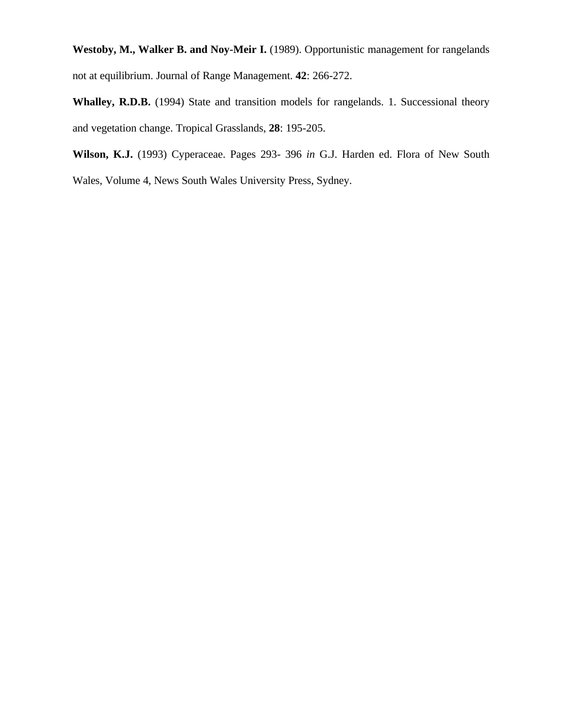**Westoby, M., Walker B. and Noy-Meir I.** (1989). Opportunistic management for rangelands not at equilibrium. Journal of Range Management. **42**: 266-272.

**Whalley, R.D.B.** (1994) State and transition models for rangelands. 1. Successional theory and vegetation change. Tropical Grasslands, **28**: 195-205.

**Wilson, K.J.** (1993) Cyperaceae. Pages 293- 396 *in* G.J. Harden ed. Flora of New South Wales, Volume 4, News South Wales University Press, Sydney.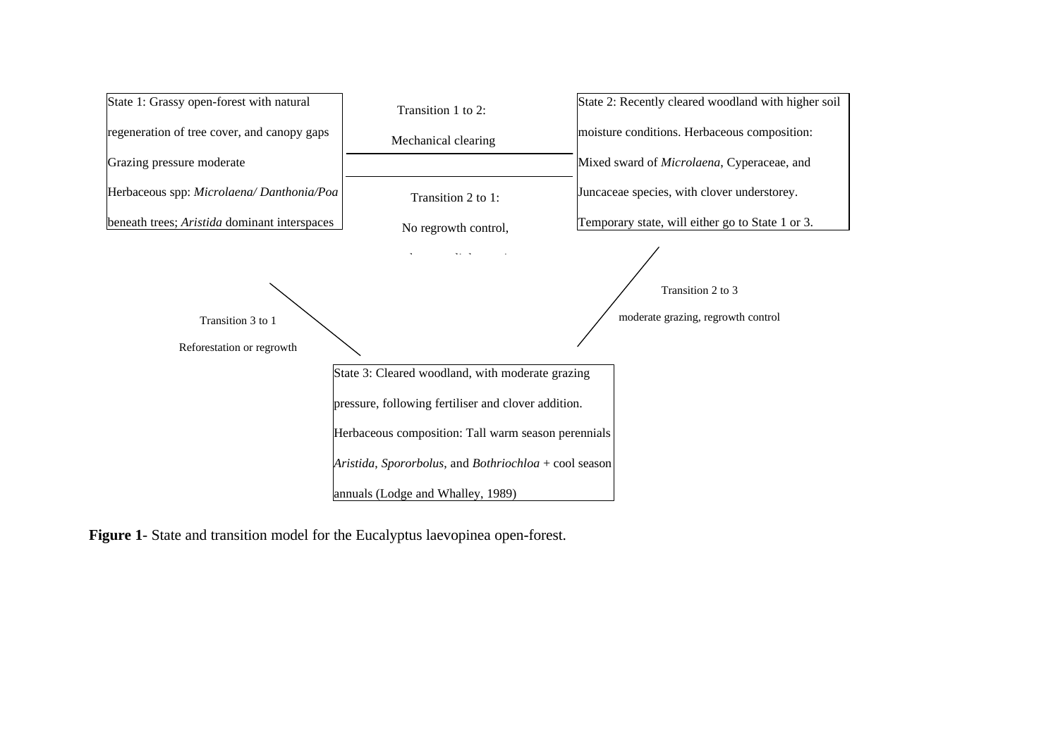State 1: Grassy open-forest with natural regeneration of tree cover, and canopy gaps
Grazing pressure moderate
Herbaceous spp: *Microlaena/ Danthonia/Poa* beneath trees; *Aristida* dominant interspaces

Transition 1 to 2:
Mechanical clearing

Transition 2 to 1:
No regrowth control,

State 2: Recently cleared woodland with higher soil moisture conditions. Herbaceous composition: Mixed sward of *Microlaena*, Cyperaceae, and Juncaceae species, with clover understorey. Temporary state, will either go to State 1 or 3.

Transition 3 to 1
Reforestation or regrowth

Transition 2 to 3
moderate grazing, regrowth control

State 3: Cleared woodland, with moderate grazing pressure, following fertiliser and clover addition. Herbaceous composition: Tall warm season perennials *Aristida*, *Sprorbolus*, and *Bothriochloa* + cool season annuals (Lodge and Whalley, 1989)

**Figure 1**- State and transition model for the Eucalyptus laevopinea open-forest.